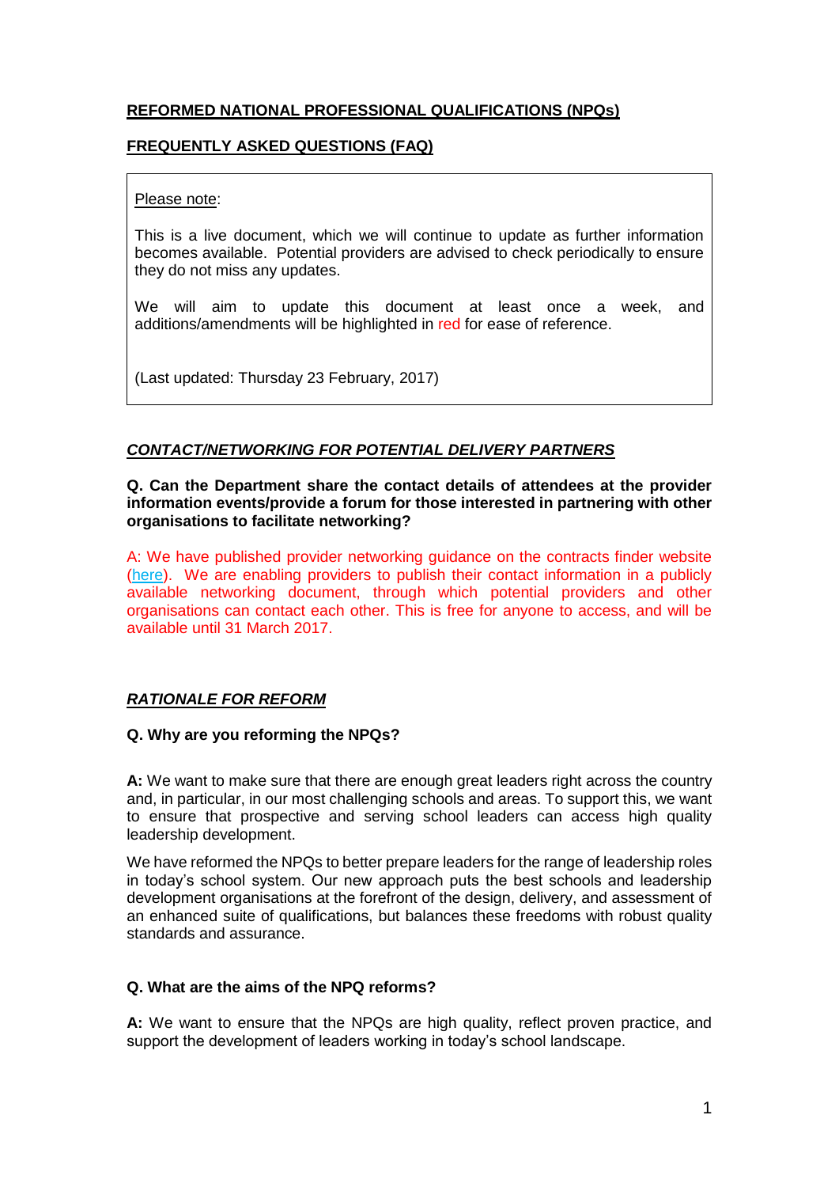# **REFORMED NATIONAL PROFESSIONAL QUALIFICATIONS (NPQs)**

## **FREQUENTLY ASKED QUESTIONS (FAQ)**

> Please note:
>
> This is a live document, which we will continue to update as further information becomes available. Potential providers are advised to check periodically to ensure they do not miss any updates.
>
> We will aim to update this document at least once a week, and additions/amendments will be highlighted in red for ease of reference.
>
> (Last updated: Thursday 23 February, 2017)

### ***CONTACT/NETWORKING FOR POTENTIAL DELIVERY PARTNERS***

**Q. Can the Department share the contact details of attendees at the provider information events/provide a forum for those interested in partnering with other organisations to facilitate networking?**

A: We have published provider networking guidance on the contracts finder website (here). We are enabling providers to publish their contact information in a publicly available networking document, through which potential providers and other organisations can contact each other. This is free for anyone to access, and will be available until 31 March 2017.

### ***RATIONALE FOR REFORM***

**Q. Why are you reforming the NPQs?**

**A:** We want to make sure that there are enough great leaders right across the country and, in particular, in our most challenging schools and areas. To support this, we want to ensure that prospective and serving school leaders can access high quality leadership development.

We have reformed the NPQs to better prepare leaders for the range of leadership roles in today's school system. Our new approach puts the best schools and leadership development organisations at the forefront of the design, delivery, and assessment of an enhanced suite of qualifications, but balances these freedoms with robust quality standards and assurance.

**Q. What are the aims of the NPQ reforms?**

**A:** We want to ensure that the NPQs are high quality, reflect proven practice, and support the development of leaders working in today's school landscape.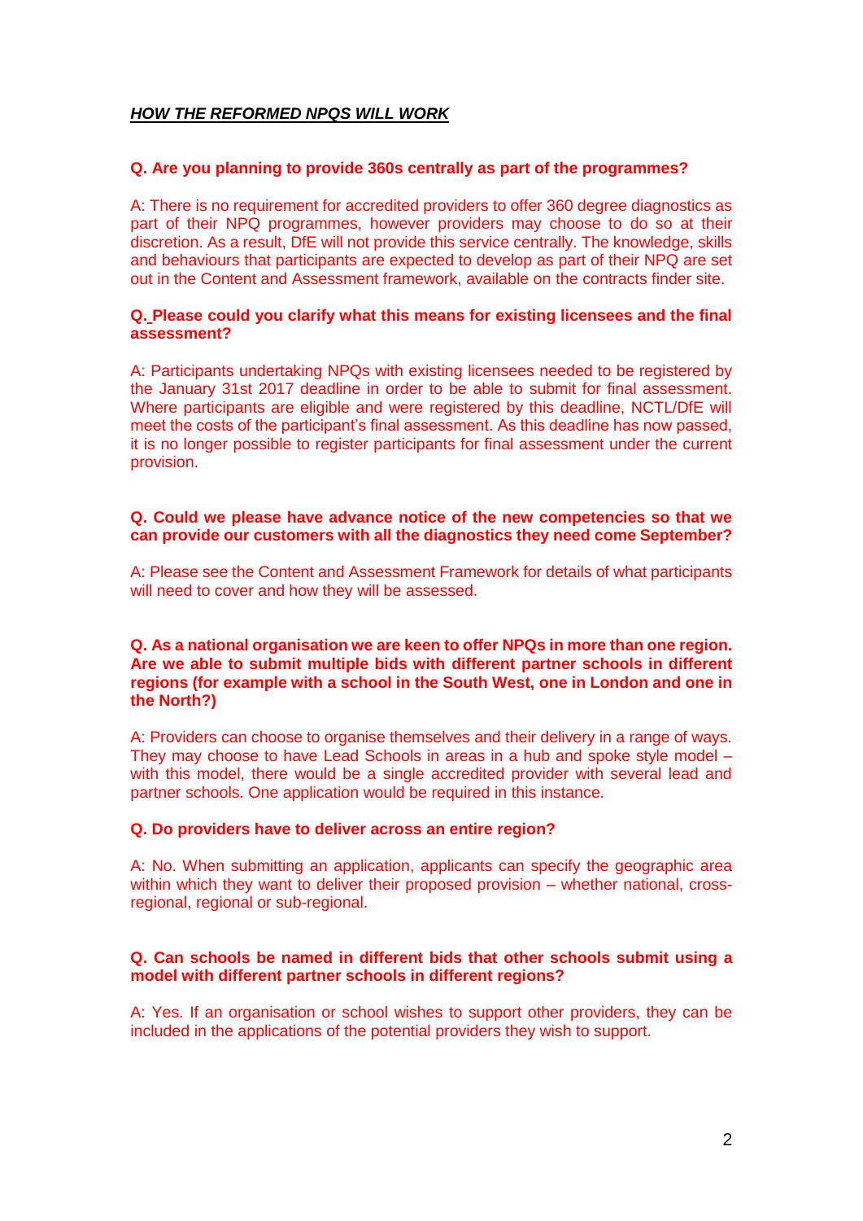***HOW THE REFORMED NPQS WILL WORK***

**Q. Are you planning to provide 360s centrally as part of the programmes?**

A: There is no requirement for accredited providers to offer 360 degree diagnostics as part of their NPQ programmes, however providers may choose to do so at their discretion. As a result, DfE will not provide this service centrally. The knowledge, skills and behaviours that participants are expected to develop as part of their NPQ are set out in the Content and Assessment framework, available on the contracts finder site.

**Q. Please could you clarify what this means for existing licensees and the final assessment?**

A: Participants undertaking NPQs with existing licensees needed to be registered by the January 31st 2017 deadline in order to be able to submit for final assessment. Where participants are eligible and were registered by this deadline, NCTL/DfE will meet the costs of the participant's final assessment. As this deadline has now passed, it is no longer possible to register participants for final assessment under the current provision.

**Q. Could we please have advance notice of the new competencies so that we can provide our customers with all the diagnostics they need come September?**

A: Please see the Content and Assessment Framework for details of what participants will need to cover and how they will be assessed.

**Q. As a national organisation we are keen to offer NPQs in more than one region. Are we able to submit multiple bids with different partner schools in different regions (for example with a school in the South West, one in London and one in the North?)**

A: Providers can choose to organise themselves and their delivery in a range of ways. They may choose to have Lead Schools in areas in a hub and spoke style model – with this model, there would be a single accredited provider with several lead and partner schools. One application would be required in this instance.

**Q. Do providers have to deliver across an entire region?**

A: No. When submitting an application, applicants can specify the geographic area within which they want to deliver their proposed provision – whether national, cross-regional, regional or sub-regional.

**Q. Can schools be named in different bids that other schools submit using a model with different partner schools in different regions?**

A: Yes. If an organisation or school wishes to support other providers, they can be included in the applications of the potential providers they wish to support.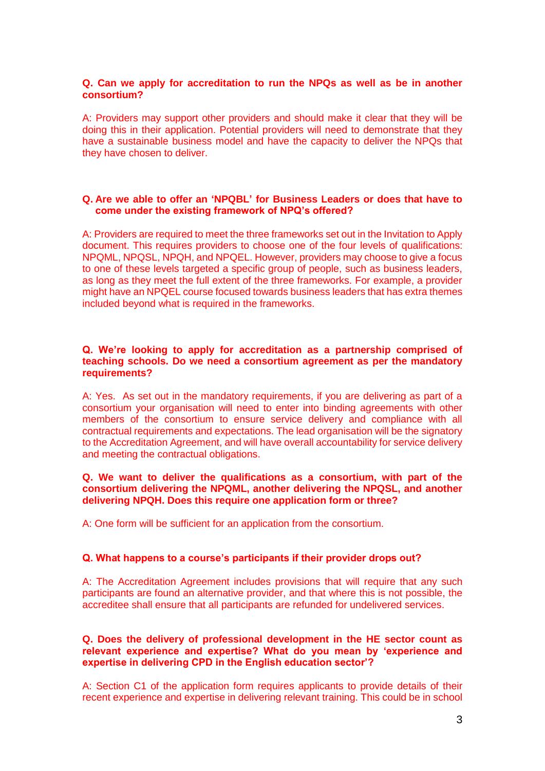**Q. Can we apply for accreditation to run the NPQs as well as be in another consortium?**

A: Providers may support other providers and should make it clear that they will be doing this in their application. Potential providers will need to demonstrate that they have a sustainable business model and have the capacity to deliver the NPQs that they have chosen to deliver.

**Q. Are we able to offer an 'NPQBL' for Business Leaders or does that have to come under the existing framework of NPQ's offered?**

A: Providers are required to meet the three frameworks set out in the Invitation to Apply document. This requires providers to choose one of the four levels of qualifications: NPQML, NPQSL, NPQH, and NPQEL. However, providers may choose to give a focus to one of these levels targeted a specific group of people, such as business leaders, as long as they meet the full extent of the three frameworks. For example, a provider might have an NPQEL course focused towards business leaders that has extra themes included beyond what is required in the frameworks.

**Q. We're looking to apply for accreditation as a partnership comprised of teaching schools. Do we need a consortium agreement as per the mandatory requirements?**

A: Yes. As set out in the mandatory requirements, if you are delivering as part of a consortium your organisation will need to enter into binding agreements with other members of the consortium to ensure service delivery and compliance with all contractual requirements and expectations. The lead organisation will be the signatory to the Accreditation Agreement, and will have overall accountability for service delivery and meeting the contractual obligations.

**Q. We want to deliver the qualifications as a consortium, with part of the consortium delivering the NPQML, another delivering the NPQSL, and another delivering NPQH. Does this require one application form or three?**

A: One form will be sufficient for an application from the consortium.

**Q. What happens to a course's participants if their provider drops out?**

A: The Accreditation Agreement includes provisions that will require that any such participants are found an alternative provider, and that where this is not possible, the accreditee shall ensure that all participants are refunded for undelivered services.

**Q. Does the delivery of professional development in the HE sector count as relevant experience and expertise? What do you mean by 'experience and expertise in delivering CPD in the English education sector'?**

A: Section C1 of the application form requires applicants to provide details of their recent experience and expertise in delivering relevant training. This could be in school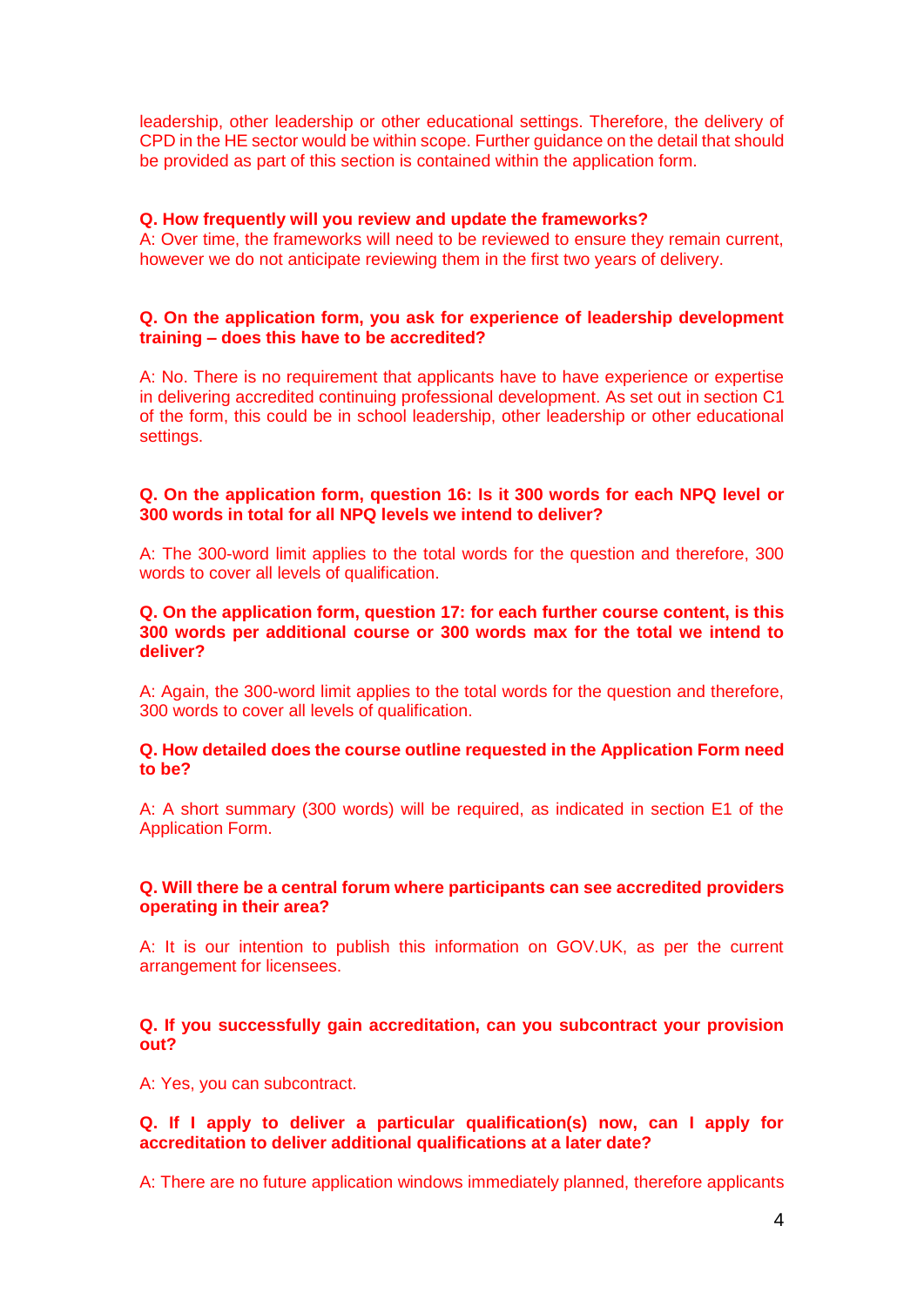leadership, other leadership or other educational settings. Therefore, the delivery of CPD in the HE sector would be within scope. Further guidance on the detail that should be provided as part of this section is contained within the application form.

**Q. How frequently will you review and update the frameworks?**
A: Over time, the frameworks will need to be reviewed to ensure they remain current, however we do not anticipate reviewing them in the first two years of delivery.

**Q. On the application form, you ask for experience of leadership development training – does this have to be accredited?**

A: No. There is no requirement that applicants have to have experience or expertise in delivering accredited continuing professional development. As set out in section C1 of the form, this could be in school leadership, other leadership or other educational settings.

**Q. On the application form, question 16: Is it 300 words for each NPQ level or 300 words in total for all NPQ levels we intend to deliver?**

A: The 300-word limit applies to the total words for the question and therefore, 300 words to cover all levels of qualification.

**Q. On the application form, question 17: for each further course content, is this 300 words per additional course or 300 words max for the total we intend to deliver?**

A: Again, the 300-word limit applies to the total words for the question and therefore, 300 words to cover all levels of qualification.

**Q. How detailed does the course outline requested in the Application Form need to be?**

A: A short summary (300 words) will be required, as indicated in section E1 of the Application Form.

**Q. Will there be a central forum where participants can see accredited providers operating in their area?**

A: It is our intention to publish this information on GOV.UK, as per the current arrangement for licensees.

**Q. If you successfully gain accreditation, can you subcontract your provision out?**

A: Yes, you can subcontract.

**Q. If I apply to deliver a particular qualification(s) now, can I apply for accreditation to deliver additional qualifications at a later date?**

A: There are no future application windows immediately planned, therefore applicants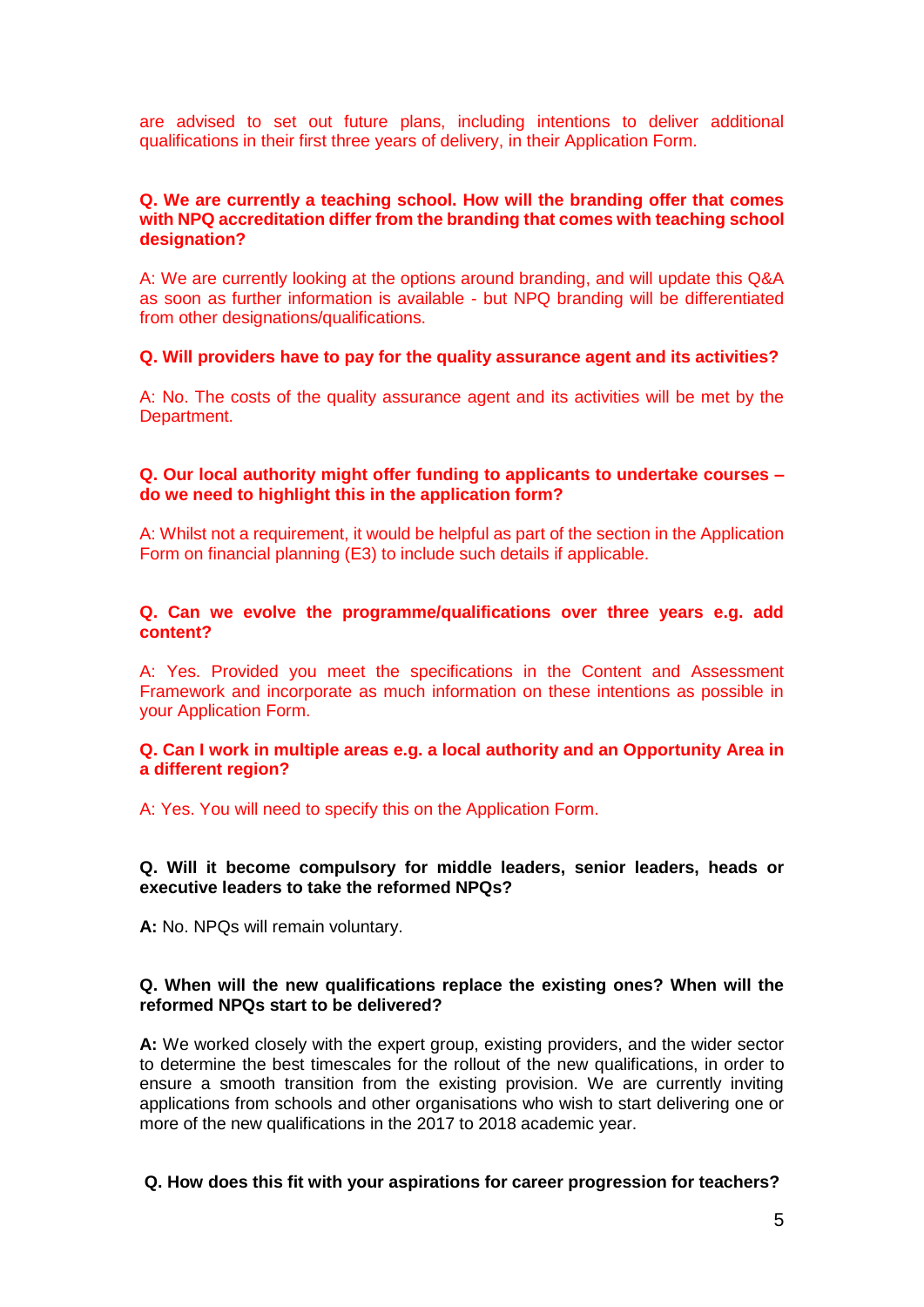are advised to set out future plans, including intentions to deliver additional qualifications in their first three years of delivery, in their Application Form.

**Q. We are currently a teaching school. How will the branding offer that comes with NPQ accreditation differ from the branding that comes with teaching school designation?**

A: We are currently looking at the options around branding, and will update this Q&A as soon as further information is available - but NPQ branding will be differentiated from other designations/qualifications.

**Q. Will providers have to pay for the quality assurance agent and its activities?**

A: No. The costs of the quality assurance agent and its activities will be met by the Department.

**Q. Our local authority might offer funding to applicants to undertake courses – do we need to highlight this in the application form?**

A: Whilst not a requirement, it would be helpful as part of the section in the Application Form on financial planning (E3) to include such details if applicable.

**Q. Can we evolve the programme/qualifications over three years e.g. add content?**

A: Yes. Provided you meet the specifications in the Content and Assessment Framework and incorporate as much information on these intentions as possible in your Application Form.

**Q. Can I work in multiple areas e.g. a local authority and an Opportunity Area in a different region?**

A: Yes. You will need to specify this on the Application Form.

**Q. Will it become compulsory for middle leaders, senior leaders, heads or executive leaders to take the reformed NPQs?**

**A:** No. NPQs will remain voluntary.

**Q. When will the new qualifications replace the existing ones? When will the reformed NPQs start to be delivered?**

**A:** We worked closely with the expert group, existing providers, and the wider sector to determine the best timescales for the rollout of the new qualifications, in order to ensure a smooth transition from the existing provision. We are currently inviting applications from schools and other organisations who wish to start delivering one or more of the new qualifications in the 2017 to 2018 academic year.

**Q. How does this fit with your aspirations for career progression for teachers?**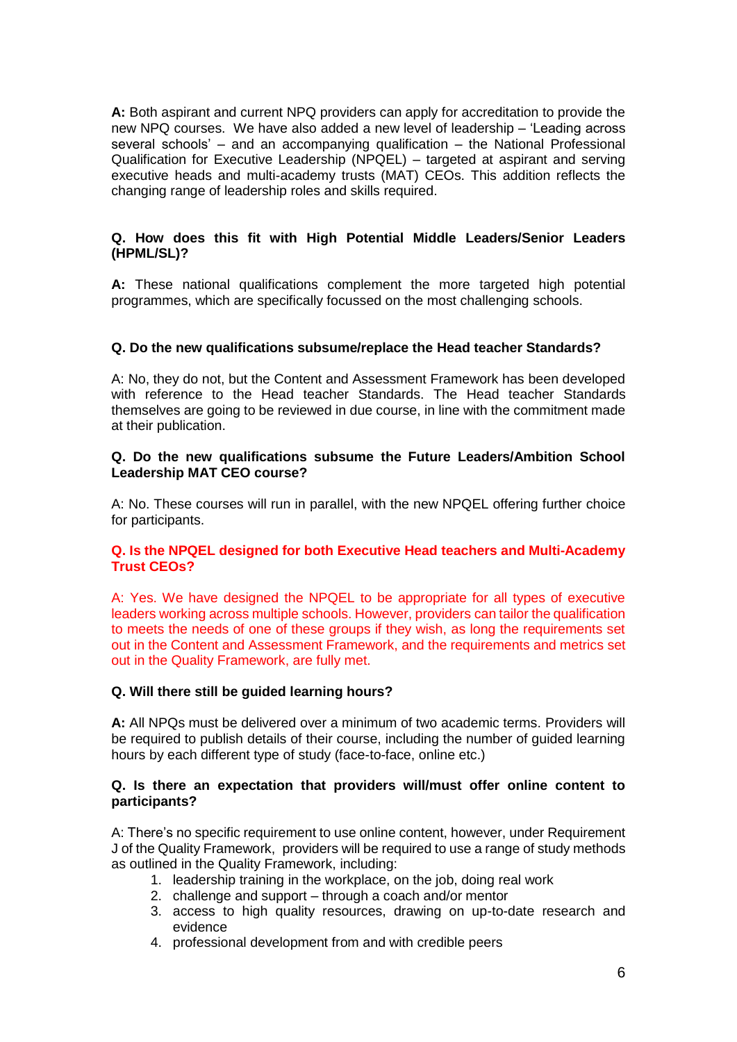**A:** Both aspirant and current NPQ providers can apply for accreditation to provide the new NPQ courses. We have also added a new level of leadership – 'Leading across several schools' – and an accompanying qualification – the National Professional Qualification for Executive Leadership (NPQEL) – targeted at aspirant and serving executive heads and multi-academy trusts (MAT) CEOs. This addition reflects the changing range of leadership roles and skills required.

**Q. How does this fit with High Potential Middle Leaders/Senior Leaders (HPML/SL)?**

**A:** These national qualifications complement the more targeted high potential programmes, which are specifically focussed on the most challenging schools.

**Q. Do the new qualifications subsume/replace the Head teacher Standards?**

A: No, they do not, but the Content and Assessment Framework has been developed with reference to the Head teacher Standards. The Head teacher Standards themselves are going to be reviewed in due course, in line with the commitment made at their publication.

**Q. Do the new qualifications subsume the Future Leaders/Ambition School Leadership MAT CEO course?**

A: No. These courses will run in parallel, with the new NPQEL offering further choice for participants.

**Q. Is the NPQEL designed for both Executive Head teachers and Multi-Academy Trust CEOs?**

A: Yes. We have designed the NPQEL to be appropriate for all types of executive leaders working across multiple schools. However, providers can tailor the qualification to meets the needs of one of these groups if they wish, as long the requirements set out in the Content and Assessment Framework, and the requirements and metrics set out in the Quality Framework, are fully met.

**Q. Will there still be guided learning hours?**

**A:** All NPQs must be delivered over a minimum of two academic terms. Providers will be required to publish details of their course, including the number of guided learning hours by each different type of study (face-to-face, online etc.)

**Q. Is there an expectation that providers will/must offer online content to participants?**

A: There's no specific requirement to use online content, however, under Requirement J of the Quality Framework, providers will be required to use a range of study methods as outlined in the Quality Framework, including:

1. leadership training in the workplace, on the job, doing real work
2. challenge and support – through a coach and/or mentor
3. access to high quality resources, drawing on up-to-date research and evidence
4. professional development from and with credible peers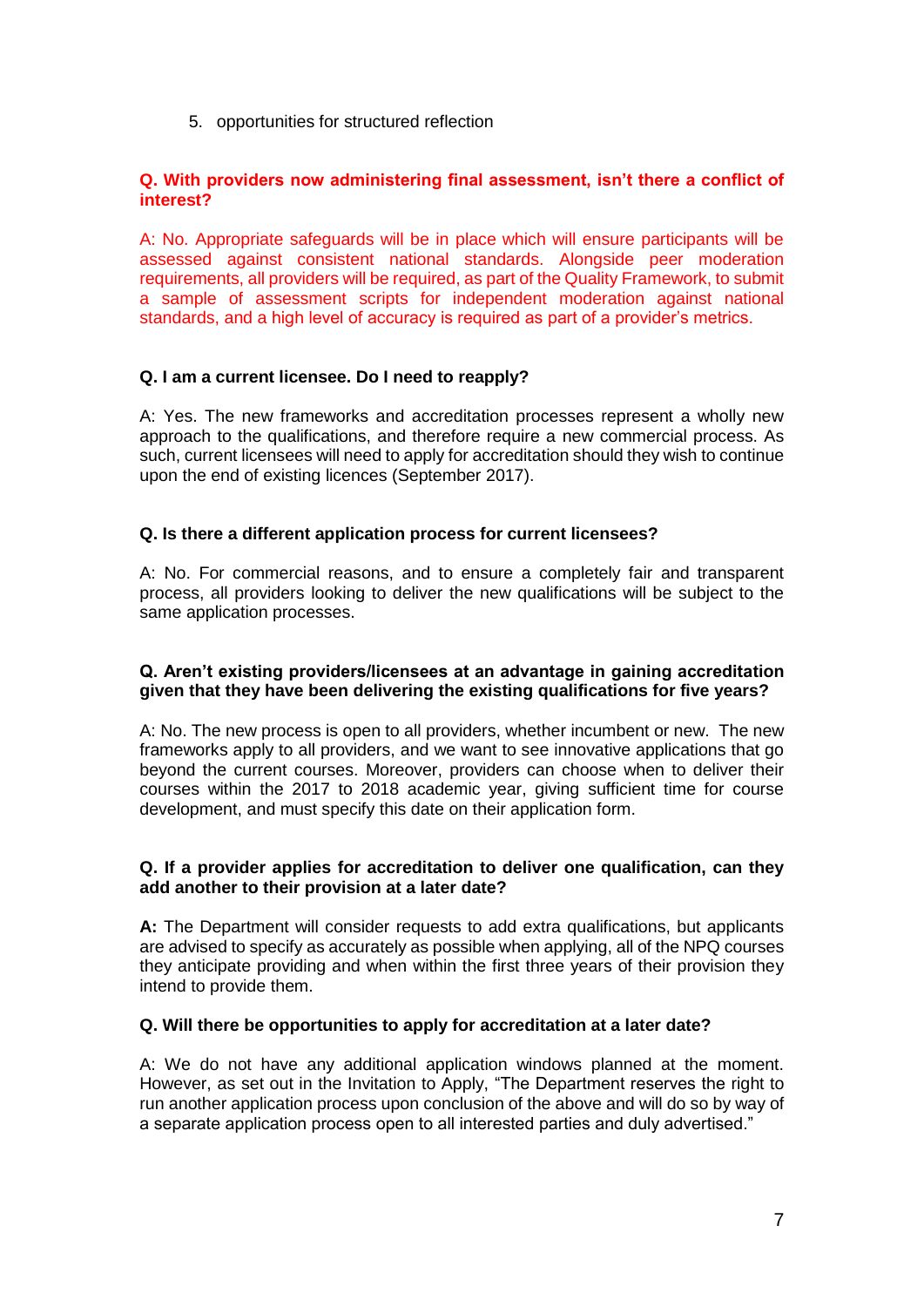5. opportunities for structured reflection

**Q. With providers now administering final assessment, isn't there a conflict of interest?**

A: No. Appropriate safeguards will be in place which will ensure participants will be assessed against consistent national standards. Alongside peer moderation requirements, all providers will be required, as part of the Quality Framework, to submit a sample of assessment scripts for independent moderation against national standards, and a high level of accuracy is required as part of a provider's metrics.

**Q. I am a current licensee. Do I need to reapply?**

A: Yes. The new frameworks and accreditation processes represent a wholly new approach to the qualifications, and therefore require a new commercial process. As such, current licensees will need to apply for accreditation should they wish to continue upon the end of existing licences (September 2017).

**Q. Is there a different application process for current licensees?**

A: No. For commercial reasons, and to ensure a completely fair and transparent process, all providers looking to deliver the new qualifications will be subject to the same application processes.

**Q. Aren't existing providers/licensees at an advantage in gaining accreditation given that they have been delivering the existing qualifications for five years?**

A: No. The new process is open to all providers, whether incumbent or new. The new frameworks apply to all providers, and we want to see innovative applications that go beyond the current courses. Moreover, providers can choose when to deliver their courses within the 2017 to 2018 academic year, giving sufficient time for course development, and must specify this date on their application form.

**Q. If a provider applies for accreditation to deliver one qualification, can they add another to their provision at a later date?**

**A:** The Department will consider requests to add extra qualifications, but applicants are advised to specify as accurately as possible when applying, all of the NPQ courses they anticipate providing and when within the first three years of their provision they intend to provide them.

**Q. Will there be opportunities to apply for accreditation at a later date?**

A: We do not have any additional application windows planned at the moment. However, as set out in the Invitation to Apply, "The Department reserves the right to run another application process upon conclusion of the above and will do so by way of a separate application process open to all interested parties and duly advertised."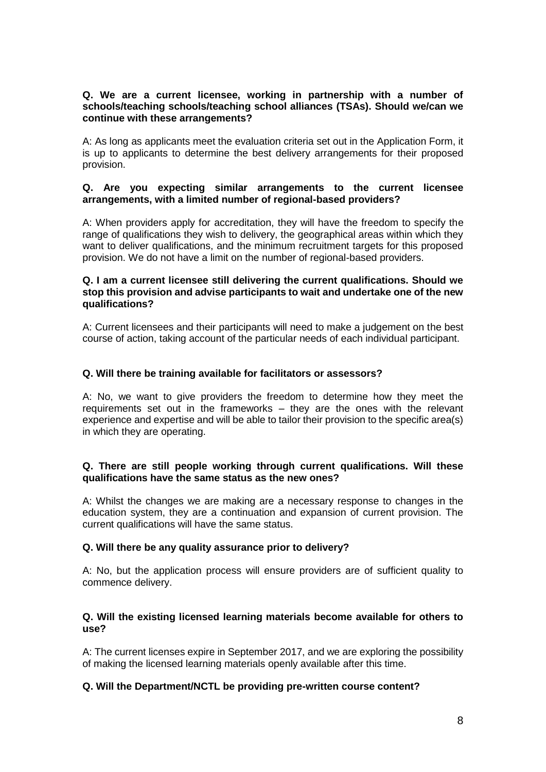**Q. We are a current licensee, working in partnership with a number of schools/teaching schools/teaching school alliances (TSAs). Should we/can we continue with these arrangements?**

A: As long as applicants meet the evaluation criteria set out in the Application Form, it is up to applicants to determine the best delivery arrangements for their proposed provision.

**Q. Are you expecting similar arrangements to the current licensee arrangements, with a limited number of regional-based providers?**

A: When providers apply for accreditation, they will have the freedom to specify the range of qualifications they wish to delivery, the geographical areas within which they want to deliver qualifications, and the minimum recruitment targets for this proposed provision. We do not have a limit on the number of regional-based providers.

**Q. I am a current licensee still delivering the current qualifications. Should we stop this provision and advise participants to wait and undertake one of the new qualifications?**

A: Current licensees and their participants will need to make a judgement on the best course of action, taking account of the particular needs of each individual participant.

**Q. Will there be training available for facilitators or assessors?**

A: No, we want to give providers the freedom to determine how they meet the requirements set out in the frameworks – they are the ones with the relevant experience and expertise and will be able to tailor their provision to the specific area(s) in which they are operating.

**Q. There are still people working through current qualifications. Will these qualifications have the same status as the new ones?**

A: Whilst the changes we are making are a necessary response to changes in the education system, they are a continuation and expansion of current provision. The current qualifications will have the same status.

**Q. Will there be any quality assurance prior to delivery?**

A: No, but the application process will ensure providers are of sufficient quality to commence delivery.

**Q. Will the existing licensed learning materials become available for others to use?**

A: The current licenses expire in September 2017, and we are exploring the possibility of making the licensed learning materials openly available after this time.

**Q. Will the Department/NCTL be providing pre-written course content?**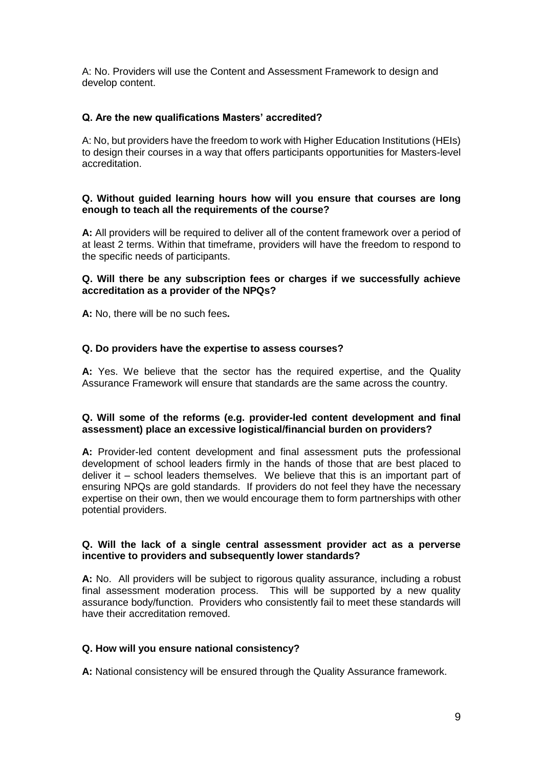A: No. Providers will use the Content and Assessment Framework to design and develop content.

**Q. Are the new qualifications Masters' accredited?**

A: No, but providers have the freedom to work with Higher Education Institutions (HEIs) to design their courses in a way that offers participants opportunities for Masters-level accreditation.

**Q. Without guided learning hours how will you ensure that courses are long enough to teach all the requirements of the course?**

**A:** All providers will be required to deliver all of the content framework over a period of at least 2 terms. Within that timeframe, providers will have the freedom to respond to the specific needs of participants.

**Q. Will there be any subscription fees or charges if we successfully achieve accreditation as a provider of the NPQs?**

**A:** No, there will be no such fees**.**

**Q. Do providers have the expertise to assess courses?**

**A:** Yes. We believe that the sector has the required expertise, and the Quality Assurance Framework will ensure that standards are the same across the country.

**Q. Will some of the reforms (e.g. provider-led content development and final assessment) place an excessive logistical/financial burden on providers?**

**A:** Provider-led content development and final assessment puts the professional development of school leaders firmly in the hands of those that are best placed to deliver it – school leaders themselves. We believe that this is an important part of ensuring NPQs are gold standards. If providers do not feel they have the necessary expertise on their own, then we would encourage them to form partnerships with other potential providers.

**Q. Will the lack of a single central assessment provider act as a perverse incentive to providers and subsequently lower standards?**

**A:** No. All providers will be subject to rigorous quality assurance, including a robust final assessment moderation process. This will be supported by a new quality assurance body/function. Providers who consistently fail to meet these standards will have their accreditation removed.

**Q. How will you ensure national consistency?**

**A:** National consistency will be ensured through the Quality Assurance framework.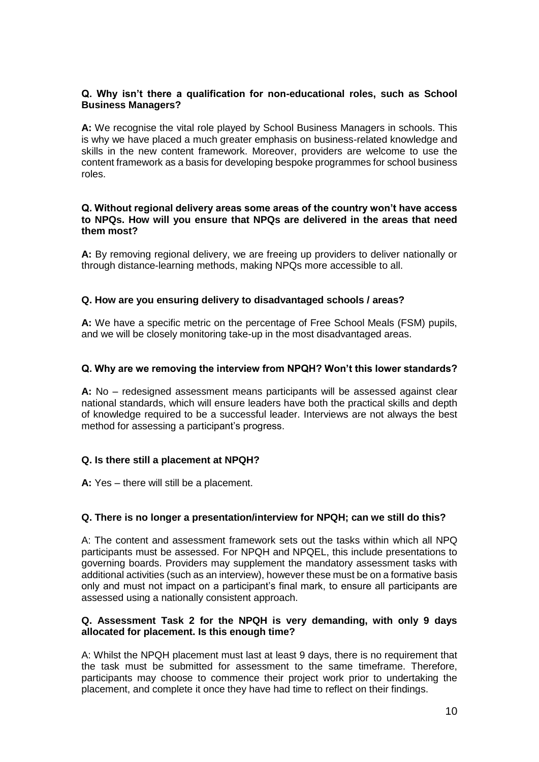**Q. Why isn't there a qualification for non-educational roles, such as School Business Managers?**

**A:** We recognise the vital role played by School Business Managers in schools. This is why we have placed a much greater emphasis on business-related knowledge and skills in the new content framework. Moreover, providers are welcome to use the content framework as a basis for developing bespoke programmes for school business roles.

**Q. Without regional delivery areas some areas of the country won't have access to NPQs. How will you ensure that NPQs are delivered in the areas that need them most?**

**A:** By removing regional delivery, we are freeing up providers to deliver nationally or through distance-learning methods, making NPQs more accessible to all.

**Q. How are you ensuring delivery to disadvantaged schools / areas?**

**A:** We have a specific metric on the percentage of Free School Meals (FSM) pupils, and we will be closely monitoring take-up in the most disadvantaged areas.

**Q. Why are we removing the interview from NPQH? Won't this lower standards?**

**A:** No – redesigned assessment means participants will be assessed against clear national standards, which will ensure leaders have both the practical skills and depth of knowledge required to be a successful leader. Interviews are not always the best method for assessing a participant's progress.

**Q. Is there still a placement at NPQH?**

**A:** Yes – there will still be a placement.

**Q. There is no longer a presentation/interview for NPQH; can we still do this?**

A: The content and assessment framework sets out the tasks within which all NPQ participants must be assessed. For NPQH and NPQEL, this include presentations to governing boards. Providers may supplement the mandatory assessment tasks with additional activities (such as an interview), however these must be on a formative basis only and must not impact on a participant's final mark, to ensure all participants are assessed using a nationally consistent approach.

**Q. Assessment Task 2 for the NPQH is very demanding, with only 9 days allocated for placement. Is this enough time?**

A: Whilst the NPQH placement must last at least 9 days, there is no requirement that the task must be submitted for assessment to the same timeframe. Therefore, participants may choose to commence their project work prior to undertaking the placement, and complete it once they have had time to reflect on their findings.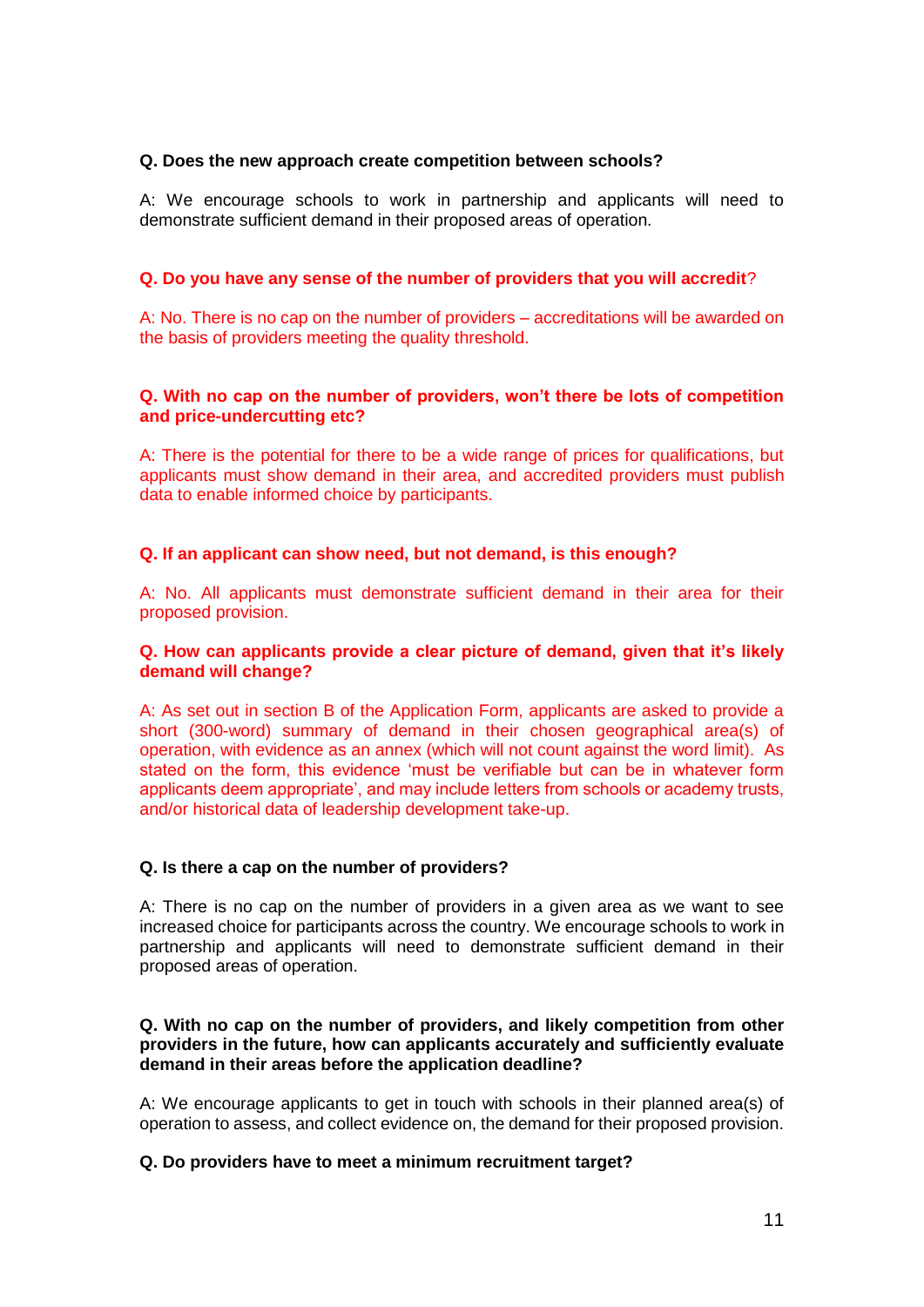**Q. Does the new approach create competition between schools?**

A: We encourage schools to work in partnership and applicants will need to demonstrate sufficient demand in their proposed areas of operation.

**Q. Do you have any sense of the number of providers that you will accredit**?

A: No. There is no cap on the number of providers – accreditations will be awarded on the basis of providers meeting the quality threshold.

**Q. With no cap on the number of providers, won't there be lots of competition and price-undercutting etc?**

A: There is the potential for there to be a wide range of prices for qualifications, but applicants must show demand in their area, and accredited providers must publish data to enable informed choice by participants.

**Q. If an applicant can show need, but not demand, is this enough?**

A: No. All applicants must demonstrate sufficient demand in their area for their proposed provision.

**Q. How can applicants provide a clear picture of demand, given that it's likely demand will change?**

A: As set out in section B of the Application Form, applicants are asked to provide a short (300-word) summary of demand in their chosen geographical area(s) of operation, with evidence as an annex (which will not count against the word limit). As stated on the form, this evidence 'must be verifiable but can be in whatever form applicants deem appropriate', and may include letters from schools or academy trusts, and/or historical data of leadership development take-up.

**Q. Is there a cap on the number of providers?**

A: There is no cap on the number of providers in a given area as we want to see increased choice for participants across the country. We encourage schools to work in partnership and applicants will need to demonstrate sufficient demand in their proposed areas of operation.

**Q. With no cap on the number of providers, and likely competition from other providers in the future, how can applicants accurately and sufficiently evaluate demand in their areas before the application deadline?**

A: We encourage applicants to get in touch with schools in their planned area(s) of operation to assess, and collect evidence on, the demand for their proposed provision.

**Q. Do providers have to meet a minimum recruitment target?**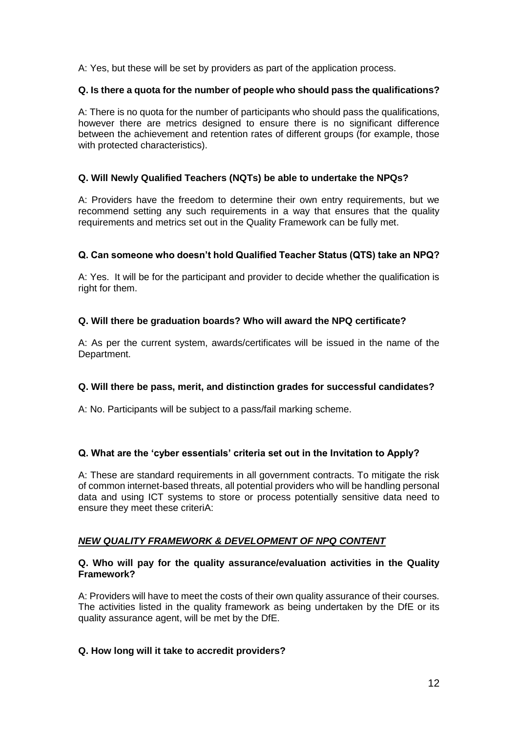A: Yes, but these will be set by providers as part of the application process.

**Q. Is there a quota for the number of people who should pass the qualifications?**

A: There is no quota for the number of participants who should pass the qualifications, however there are metrics designed to ensure there is no significant difference between the achievement and retention rates of different groups (for example, those with protected characteristics).

**Q. Will Newly Qualified Teachers (NQTs) be able to undertake the NPQs?**

A: Providers have the freedom to determine their own entry requirements, but we recommend setting any such requirements in a way that ensures that the quality requirements and metrics set out in the Quality Framework can be fully met.

**Q. Can someone who doesn't hold Qualified Teacher Status (QTS) take an NPQ?**

A: Yes. It will be for the participant and provider to decide whether the qualification is right for them.

**Q. Will there be graduation boards? Who will award the NPQ certificate?**

A: As per the current system, awards/certificates will be issued in the name of the Department.

**Q. Will there be pass, merit, and distinction grades for successful candidates?**

A: No. Participants will be subject to a pass/fail marking scheme.

**Q. What are the 'cyber essentials' criteria set out in the Invitation to Apply?**

A: These are standard requirements in all government contracts. To mitigate the risk of common internet-based threats, all potential providers who will be handling personal data and using ICT systems to store or process potentially sensitive data need to ensure they meet these criteriA:

## ***NEW QUALITY FRAMEWORK & DEVELOPMENT OF NPQ CONTENT***

**Q. Who will pay for the quality assurance/evaluation activities in the Quality Framework?**

A: Providers will have to meet the costs of their own quality assurance of their courses. The activities listed in the quality framework as being undertaken by the DfE or its quality assurance agent, will be met by the DfE.

**Q. How long will it take to accredit providers?**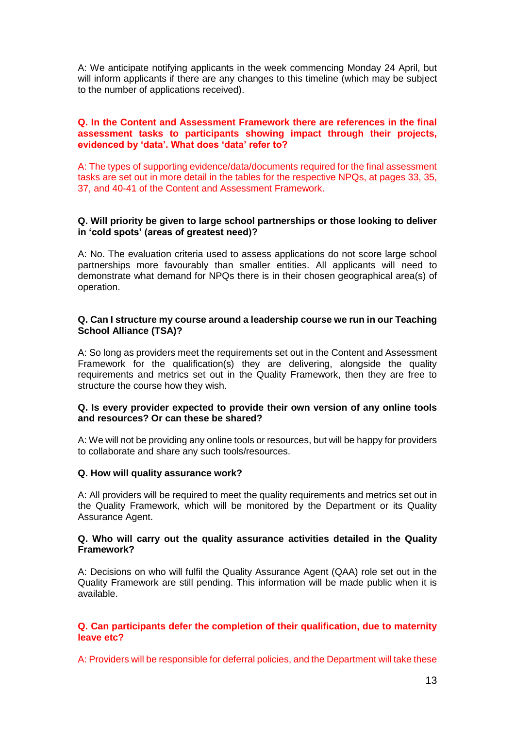A: We anticipate notifying applicants in the week commencing Monday 24 April, but will inform applicants if there are any changes to this timeline (which may be subject to the number of applications received).

**Q. In the Content and Assessment Framework there are references in the final assessment tasks to participants showing impact through their projects, evidenced by 'data'. What does 'data' refer to?**

A: The types of supporting evidence/data/documents required for the final assessment tasks are set out in more detail in the tables for the respective NPQs, at pages 33, 35, 37, and 40-41 of the Content and Assessment Framework.

**Q. Will priority be given to large school partnerships or those looking to deliver in 'cold spots' (areas of greatest need)?**

A: No. The evaluation criteria used to assess applications do not score large school partnerships more favourably than smaller entities. All applicants will need to demonstrate what demand for NPQs there is in their chosen geographical area(s) of operation.

**Q. Can I structure my course around a leadership course we run in our Teaching School Alliance (TSA)?**

A: So long as providers meet the requirements set out in the Content and Assessment Framework for the qualification(s) they are delivering, alongside the quality requirements and metrics set out in the Quality Framework, then they are free to structure the course how they wish.

**Q. Is every provider expected to provide their own version of any online tools and resources? Or can these be shared?**

A: We will not be providing any online tools or resources, but will be happy for providers to collaborate and share any such tools/resources.

**Q. How will quality assurance work?**

A: All providers will be required to meet the quality requirements and metrics set out in the Quality Framework, which will be monitored by the Department or its Quality Assurance Agent.

**Q. Who will carry out the quality assurance activities detailed in the Quality Framework?**

A: Decisions on who will fulfil the Quality Assurance Agent (QAA) role set out in the Quality Framework are still pending. This information will be made public when it is available.

**Q. Can participants defer the completion of their qualification, due to maternity leave etc?**

A: Providers will be responsible for deferral policies, and the Department will take these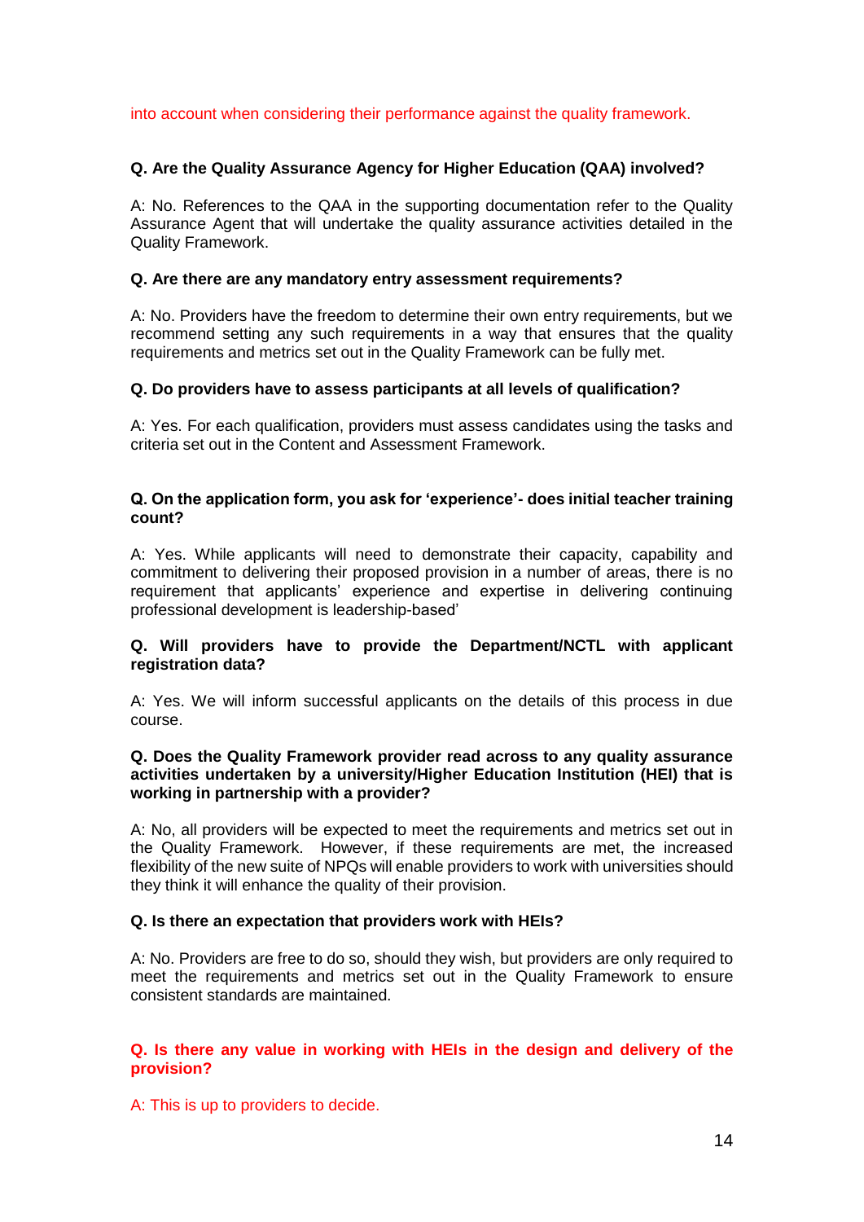into account when considering their performance against the quality framework.

**Q. Are the Quality Assurance Agency for Higher Education (QAA) involved?**

A: No. References to the QAA in the supporting documentation refer to the Quality Assurance Agent that will undertake the quality assurance activities detailed in the Quality Framework.

**Q. Are there are any mandatory entry assessment requirements?**

A: No. Providers have the freedom to determine their own entry requirements, but we recommend setting any such requirements in a way that ensures that the quality requirements and metrics set out in the Quality Framework can be fully met.

**Q. Do providers have to assess participants at all levels of qualification?**

A: Yes. For each qualification, providers must assess candidates using the tasks and criteria set out in the Content and Assessment Framework.

**Q. On the application form, you ask for 'experience'- does initial teacher training count?**

A: Yes. While applicants will need to demonstrate their capacity, capability and commitment to delivering their proposed provision in a number of areas, there is no requirement that applicants' experience and expertise in delivering continuing professional development is leadership-based'

**Q. Will providers have to provide the Department/NCTL with applicant registration data?**

A: Yes. We will inform successful applicants on the details of this process in due course.

**Q. Does the Quality Framework provider read across to any quality assurance activities undertaken by a university/Higher Education Institution (HEI) that is working in partnership with a provider?**

A: No, all providers will be expected to meet the requirements and metrics set out in the Quality Framework. However, if these requirements are met, the increased flexibility of the new suite of NPQs will enable providers to work with universities should they think it will enhance the quality of their provision.

**Q. Is there an expectation that providers work with HEIs?**

A: No. Providers are free to do so, should they wish, but providers are only required to meet the requirements and metrics set out in the Quality Framework to ensure consistent standards are maintained.

**Q. Is there any value in working with HEIs in the design and delivery of the provision?**

A: This is up to providers to decide.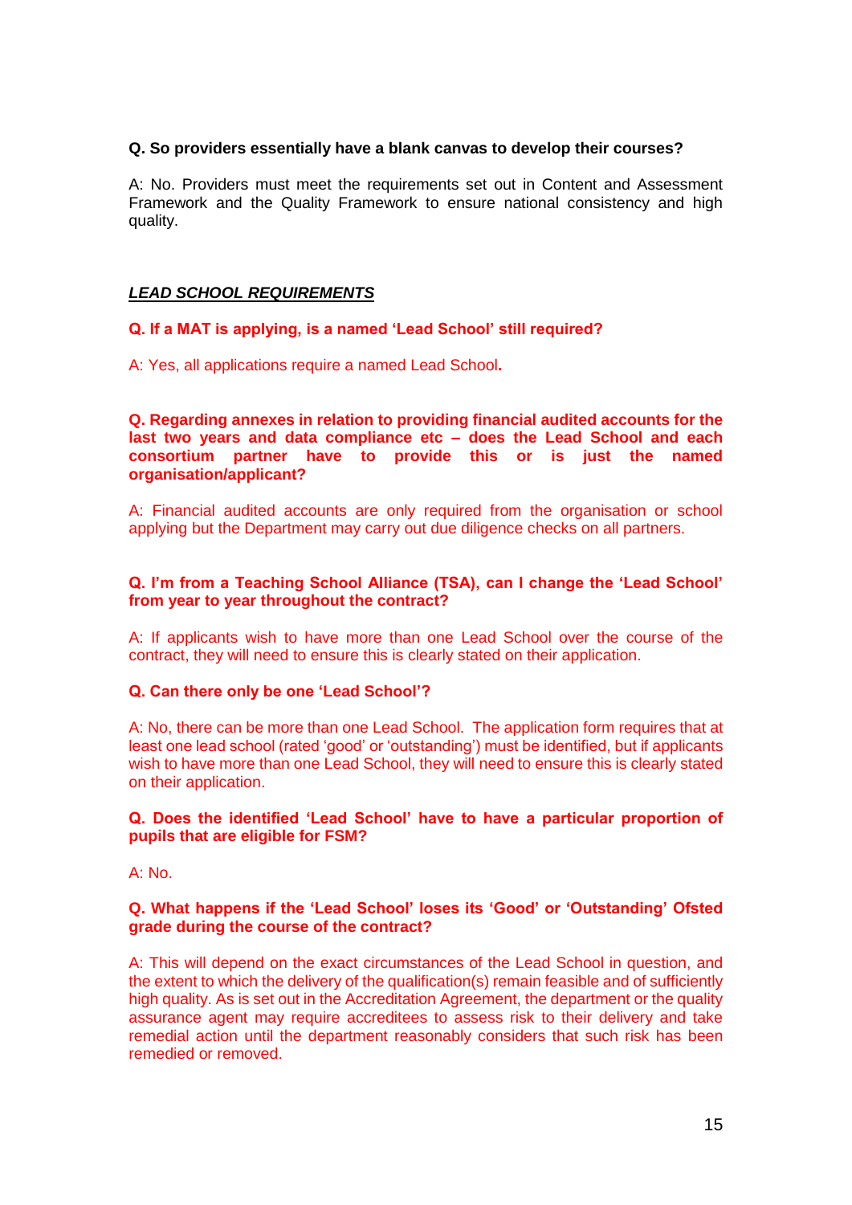**Q. So providers essentially have a blank canvas to develop their courses?**

A: No. Providers must meet the requirements set out in Content and Assessment Framework and the Quality Framework to ensure national consistency and high quality.

***LEAD SCHOOL REQUIREMENTS***

**Q. If a MAT is applying, is a named 'Lead School' still required?**

A: Yes, all applications require a named Lead School**.**

**Q. Regarding annexes in relation to providing financial audited accounts for the last two years and data compliance etc – does the Lead School and each consortium partner have to provide this or is just the named organisation/applicant?**

A: Financial audited accounts are only required from the organisation or school applying but the Department may carry out due diligence checks on all partners.

**Q. I'm from a Teaching School Alliance (TSA), can I change the 'Lead School' from year to year throughout the contract?**

A: If applicants wish to have more than one Lead School over the course of the contract, they will need to ensure this is clearly stated on their application.

**Q. Can there only be one 'Lead School'?**

A: No, there can be more than one Lead School. The application form requires that at least one lead school (rated 'good' or 'outstanding') must be identified, but if applicants wish to have more than one Lead School, they will need to ensure this is clearly stated on their application.

**Q. Does the identified 'Lead School' have to have a particular proportion of pupils that are eligible for FSM?**

A: No.

**Q. What happens if the 'Lead School' loses its 'Good' or 'Outstanding' Ofsted grade during the course of the contract?**

A: This will depend on the exact circumstances of the Lead School in question, and the extent to which the delivery of the qualification(s) remain feasible and of sufficiently high quality. As is set out in the Accreditation Agreement, the department or the quality assurance agent may require accreditees to assess risk to their delivery and take remedial action until the department reasonably considers that such risk has been remedied or removed.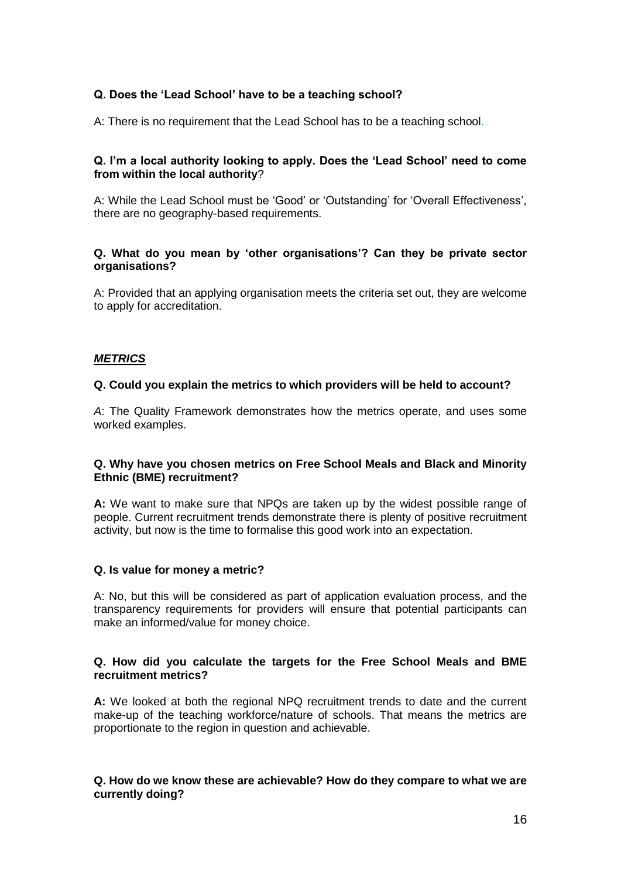**Q. Does the 'Lead School' have to be a teaching school?**

A: There is no requirement that the Lead School has to be a teaching school.

**Q. I'm a local authority looking to apply. Does the 'Lead School' need to come from within the local authority**?

A: While the Lead School must be 'Good' or 'Outstanding' for 'Overall Effectiveness', there are no geography-based requirements.

**Q. What do you mean by 'other organisations'? Can they be private sector organisations?**

A: Provided that an applying organisation meets the criteria set out, they are welcome to apply for accreditation.

***METRICS***

**Q. Could you explain the metrics to which providers will be held to account?**

*A*: The Quality Framework demonstrates how the metrics operate, and uses some worked examples.

**Q. Why have you chosen metrics on Free School Meals and Black and Minority Ethnic (BME) recruitment?**

**A:** We want to make sure that NPQs are taken up by the widest possible range of people. Current recruitment trends demonstrate there is plenty of positive recruitment activity, but now is the time to formalise this good work into an expectation.

**Q. Is value for money a metric?**

A: No, but this will be considered as part of application evaluation process, and the transparency requirements for providers will ensure that potential participants can make an informed/value for money choice.

**Q. How did you calculate the targets for the Free School Meals and BME recruitment metrics?**

**A:** We looked at both the regional NPQ recruitment trends to date and the current make-up of the teaching workforce/nature of schools. That means the metrics are proportionate to the region in question and achievable.

**Q. How do we know these are achievable? How do they compare to what we are currently doing?**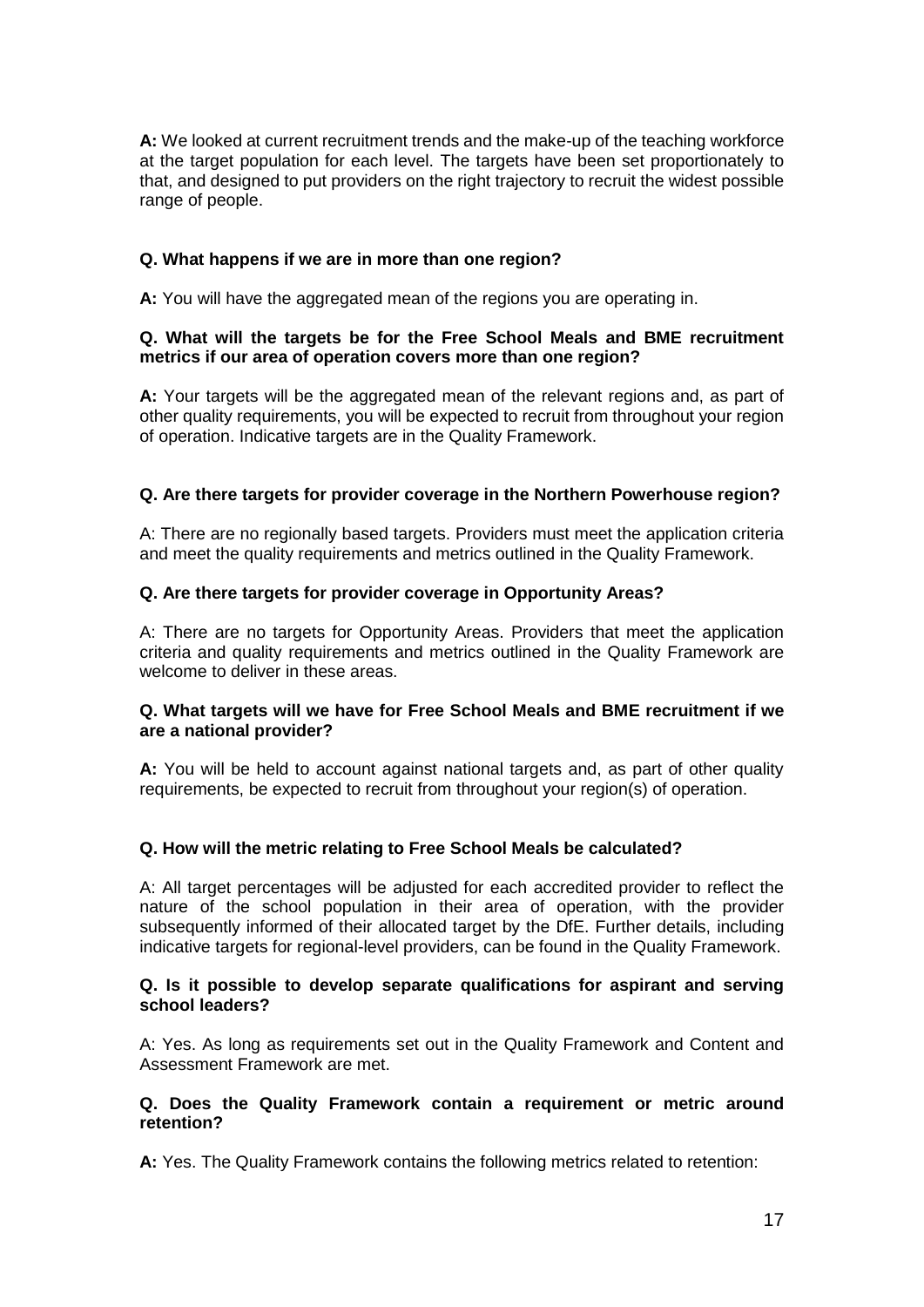**A:** We looked at current recruitment trends and the make-up of the teaching workforce at the target population for each level. The targets have been set proportionately to that, and designed to put providers on the right trajectory to recruit the widest possible range of people.

**Q. What happens if we are in more than one region?**

**A:** You will have the aggregated mean of the regions you are operating in.

**Q. What will the targets be for the Free School Meals and BME recruitment metrics if our area of operation covers more than one region?**

**A:** Your targets will be the aggregated mean of the relevant regions and, as part of other quality requirements, you will be expected to recruit from throughout your region of operation. Indicative targets are in the Quality Framework.

**Q. Are there targets for provider coverage in the Northern Powerhouse region?**

A: There are no regionally based targets. Providers must meet the application criteria and meet the quality requirements and metrics outlined in the Quality Framework.

**Q. Are there targets for provider coverage in Opportunity Areas?**

A: There are no targets for Opportunity Areas. Providers that meet the application criteria and quality requirements and metrics outlined in the Quality Framework are welcome to deliver in these areas.

**Q. What targets will we have for Free School Meals and BME recruitment if we are a national provider?**

**A:** You will be held to account against national targets and, as part of other quality requirements, be expected to recruit from throughout your region(s) of operation.

**Q. How will the metric relating to Free School Meals be calculated?**

A: All target percentages will be adjusted for each accredited provider to reflect the nature of the school population in their area of operation, with the provider subsequently informed of their allocated target by the DfE. Further details, including indicative targets for regional-level providers, can be found in the Quality Framework.

**Q. Is it possible to develop separate qualifications for aspirant and serving school leaders?**

A: Yes. As long as requirements set out in the Quality Framework and Content and Assessment Framework are met.

**Q. Does the Quality Framework contain a requirement or metric around retention?**

**A:** Yes. The Quality Framework contains the following metrics related to retention: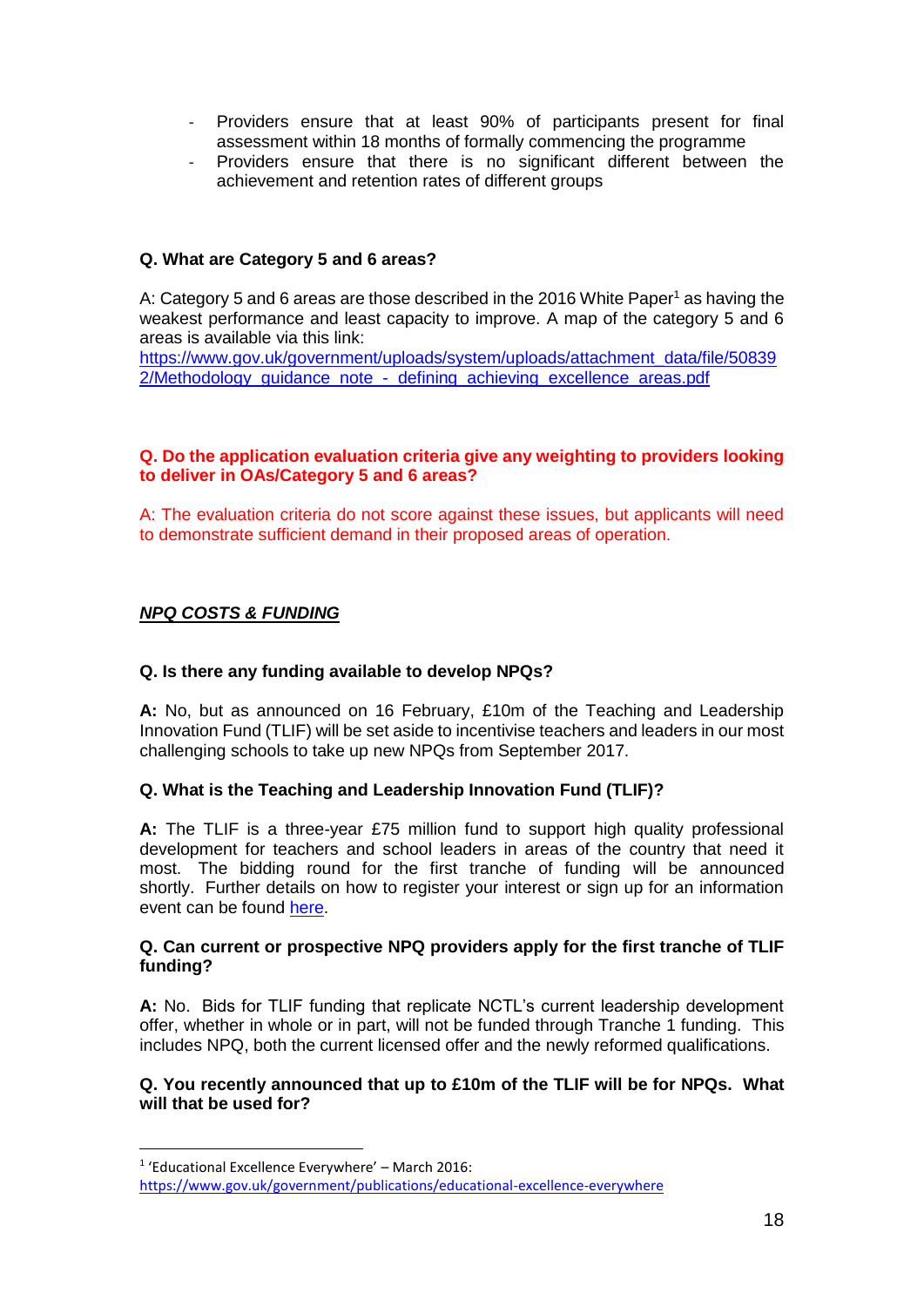- Providers ensure that at least 90% of participants present for final assessment within 18 months of formally commencing the programme
- Providers ensure that there is no significant different between the achievement and retention rates of different groups

**Q. What are Category 5 and 6 areas?**

A: Category 5 and 6 areas are those described in the 2016 White Paper[1] as having the weakest performance and least capacity to improve. A map of the category 5 and 6 areas is available via this link: [https://www.gov.uk/government/uploads/system/uploads/attachment_data/file/508392/Methodology_guidance_note_-_defining_achieving_excellence_areas.pdf](https://www.gov.uk/government/uploads/system/uploads/attachment_data/file/508392/Methodology_guidance_note_-_defining_achieving_excellence_areas.pdf)

**Q. Do the application evaluation criteria give any weighting to providers looking to deliver in OAs/Category 5 and 6 areas?**

A: The evaluation criteria do not score against these issues, but applicants will need to demonstrate sufficient demand in their proposed areas of operation.

***NPQ COSTS & FUNDING***

**Q. Is there any funding available to develop NPQs?**

**A:** No, but as announced on 16 February, £10m of the Teaching and Leadership Innovation Fund (TLIF) will be set aside to incentivise teachers and leaders in our most challenging schools to take up new NPQs from September 2017.

**Q. What is the Teaching and Leadership Innovation Fund (TLIF)?**

**A:** The TLIF is a three-year £75 million fund to support high quality professional development for teachers and school leaders in areas of the country that need it most. The bidding round for the first tranche of funding will be announced shortly. Further details on how to register your interest or sign up for an information event can be found here.

**Q. Can current or prospective NPQ providers apply for the first tranche of TLIF funding?**

**A:** No. Bids for TLIF funding that replicate NCTL's current leadership development offer, whether in whole or in part, will not be funded through Tranche 1 funding. This includes NPQ, both the current licensed offer and the newly reformed qualifications.

**Q. You recently announced that up to £10m of the TLIF will be for NPQs. What will that be used for?**

---

[1] 'Educational Excellence Everywhere' – March 2016: [https://www.gov.uk/government/publications/educational-excellence-everywhere](https://www.gov.uk/government/publications/educational-excellence-everywhere)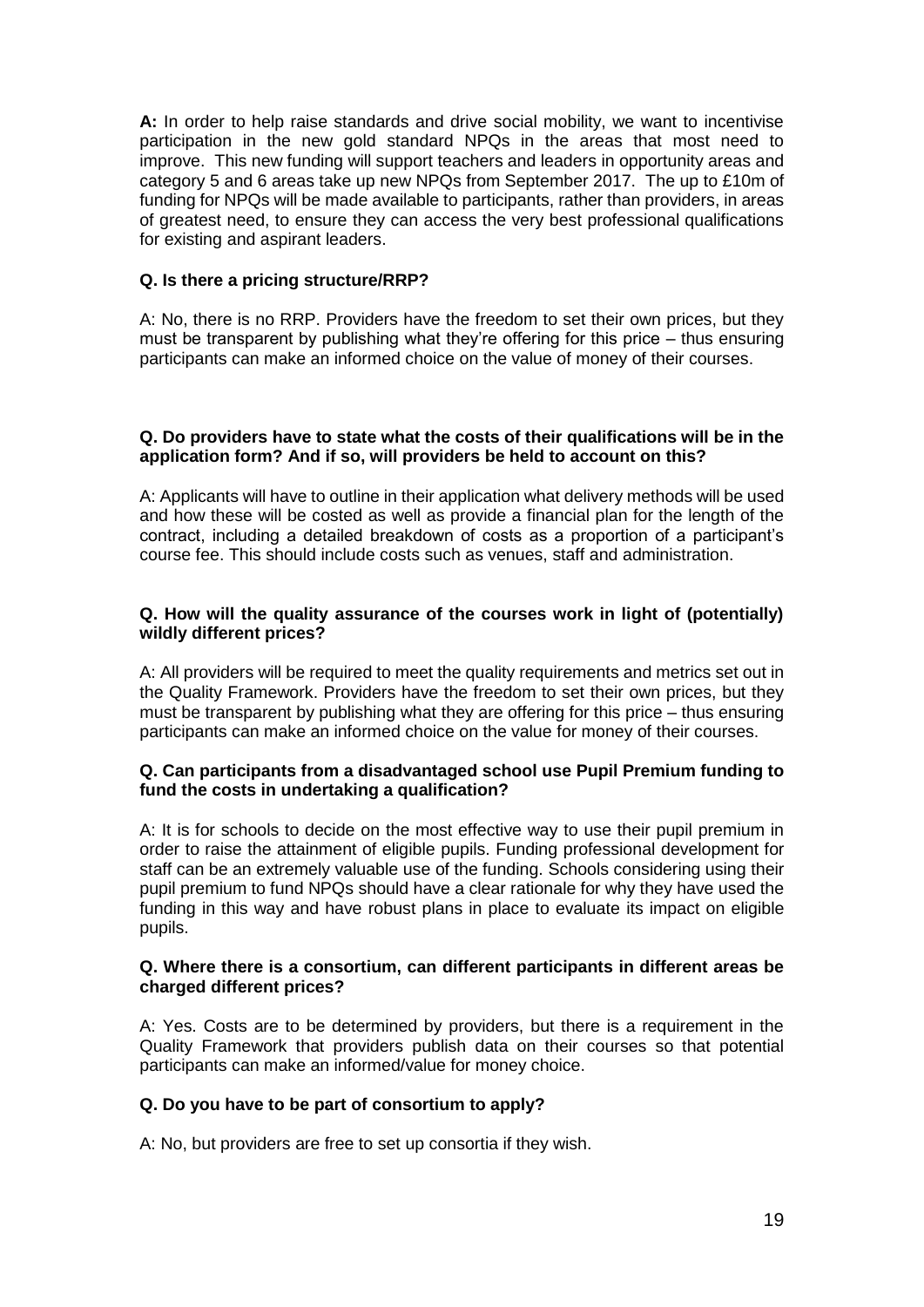**A:** In order to help raise standards and drive social mobility, we want to incentivise participation in the new gold standard NPQs in the areas that most need to improve. This new funding will support teachers and leaders in opportunity areas and category 5 and 6 areas take up new NPQs from September 2017. The up to £10m of funding for NPQs will be made available to participants, rather than providers, in areas of greatest need, to ensure they can access the very best professional qualifications for existing and aspirant leaders.

**Q. Is there a pricing structure/RRP?**

A: No, there is no RRP. Providers have the freedom to set their own prices, but they must be transparent by publishing what they're offering for this price – thus ensuring participants can make an informed choice on the value of money of their courses.

**Q. Do providers have to state what the costs of their qualifications will be in the application form? And if so, will providers be held to account on this?**

A: Applicants will have to outline in their application what delivery methods will be used and how these will be costed as well as provide a financial plan for the length of the contract, including a detailed breakdown of costs as a proportion of a participant's course fee. This should include costs such as venues, staff and administration.

**Q. How will the quality assurance of the courses work in light of (potentially) wildly different prices?**

A: All providers will be required to meet the quality requirements and metrics set out in the Quality Framework. Providers have the freedom to set their own prices, but they must be transparent by publishing what they are offering for this price – thus ensuring participants can make an informed choice on the value for money of their courses.

**Q. Can participants from a disadvantaged school use Pupil Premium funding to fund the costs in undertaking a qualification?**

A: It is for schools to decide on the most effective way to use their pupil premium in order to raise the attainment of eligible pupils. Funding professional development for staff can be an extremely valuable use of the funding. Schools considering using their pupil premium to fund NPQs should have a clear rationale for why they have used the funding in this way and have robust plans in place to evaluate its impact on eligible pupils.

**Q. Where there is a consortium, can different participants in different areas be charged different prices?**

A: Yes. Costs are to be determined by providers, but there is a requirement in the Quality Framework that providers publish data on their courses so that potential participants can make an informed/value for money choice.

**Q. Do you have to be part of consortium to apply?**

A: No, but providers are free to set up consortia if they wish.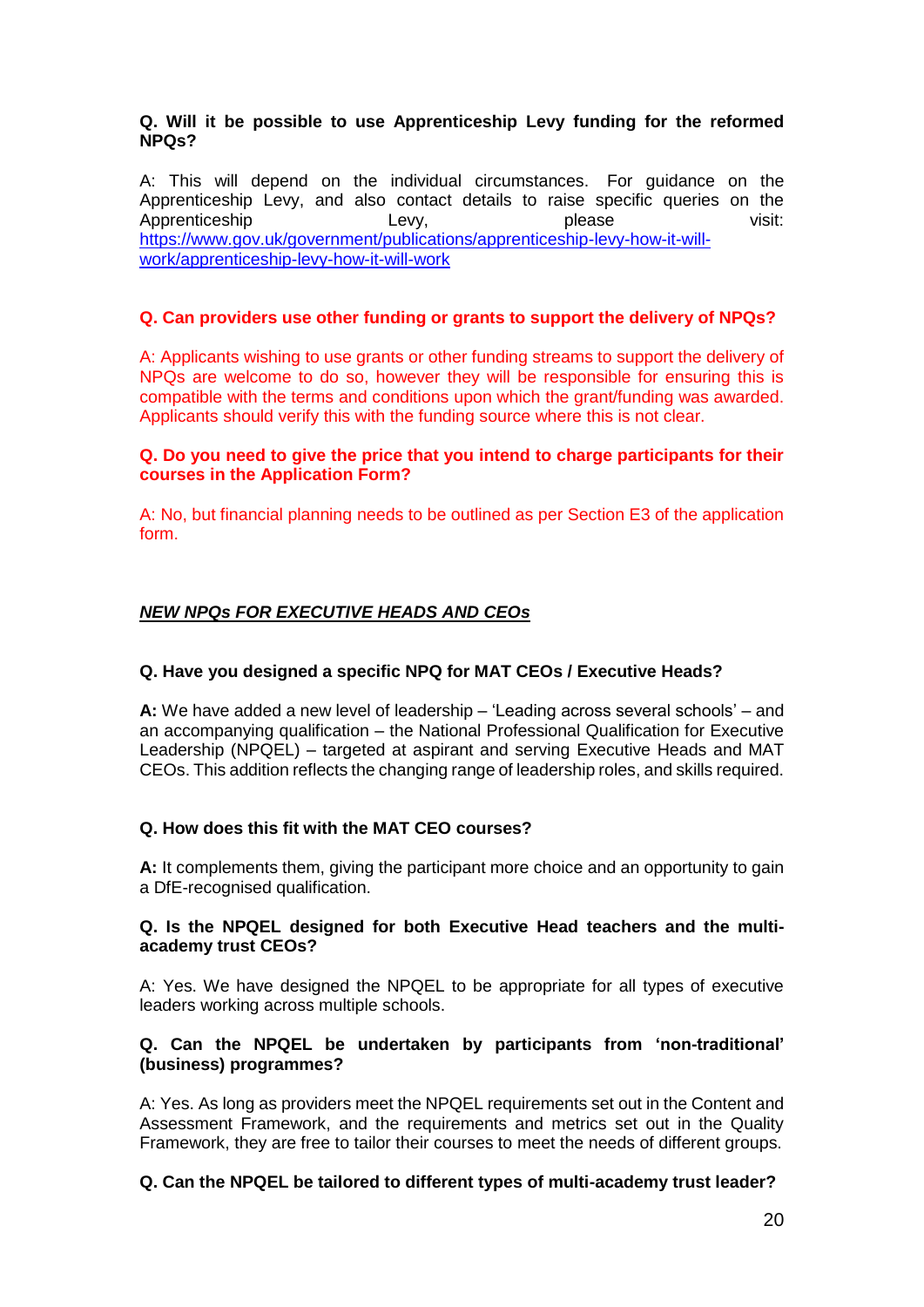**Q. Will it be possible to use Apprenticeship Levy funding for the reformed NPQs?**

A: This will depend on the individual circumstances. For guidance on the Apprenticeship Levy, and also contact details to raise specific queries on the Apprenticeship Levy, please visit: [https://www.gov.uk/government/publications/apprenticeship-levy-how-it-will-work/apprenticeship-levy-how-it-will-work](https://www.gov.uk/government/publications/apprenticeship-levy-how-it-will-work/apprenticeship-levy-how-it-will-work)

**Q. Can providers use other funding or grants to support the delivery of NPQs?**

A: Applicants wishing to use grants or other funding streams to support the delivery of NPQs are welcome to do so, however they will be responsible for ensuring this is compatible with the terms and conditions upon which the grant/funding was awarded. Applicants should verify this with the funding source where this is not clear.

**Q. Do you need to give the price that you intend to charge participants for their courses in the Application Form?**

A: No, but financial planning needs to be outlined as per Section E3 of the application form.

## ***NEW NPQs FOR EXECUTIVE HEADS AND CEOs***

**Q. Have you designed a specific NPQ for MAT CEOs / Executive Heads?**

**A:** We have added a new level of leadership – 'Leading across several schools' – and an accompanying qualification – the National Professional Qualification for Executive Leadership (NPQEL) – targeted at aspirant and serving Executive Heads and MAT CEOs. This addition reflects the changing range of leadership roles, and skills required.

**Q. How does this fit with the MAT CEO courses?**

**A:** It complements them, giving the participant more choice and an opportunity to gain a DfE-recognised qualification.

**Q. Is the NPQEL designed for both Executive Head teachers and the multi-academy trust CEOs?**

A: Yes. We have designed the NPQEL to be appropriate for all types of executive leaders working across multiple schools.

**Q. Can the NPQEL be undertaken by participants from 'non-traditional' (business) programmes?**

A: Yes. As long as providers meet the NPQEL requirements set out in the Content and Assessment Framework, and the requirements and metrics set out in the Quality Framework, they are free to tailor their courses to meet the needs of different groups.

**Q. Can the NPQEL be tailored to different types of multi-academy trust leader?**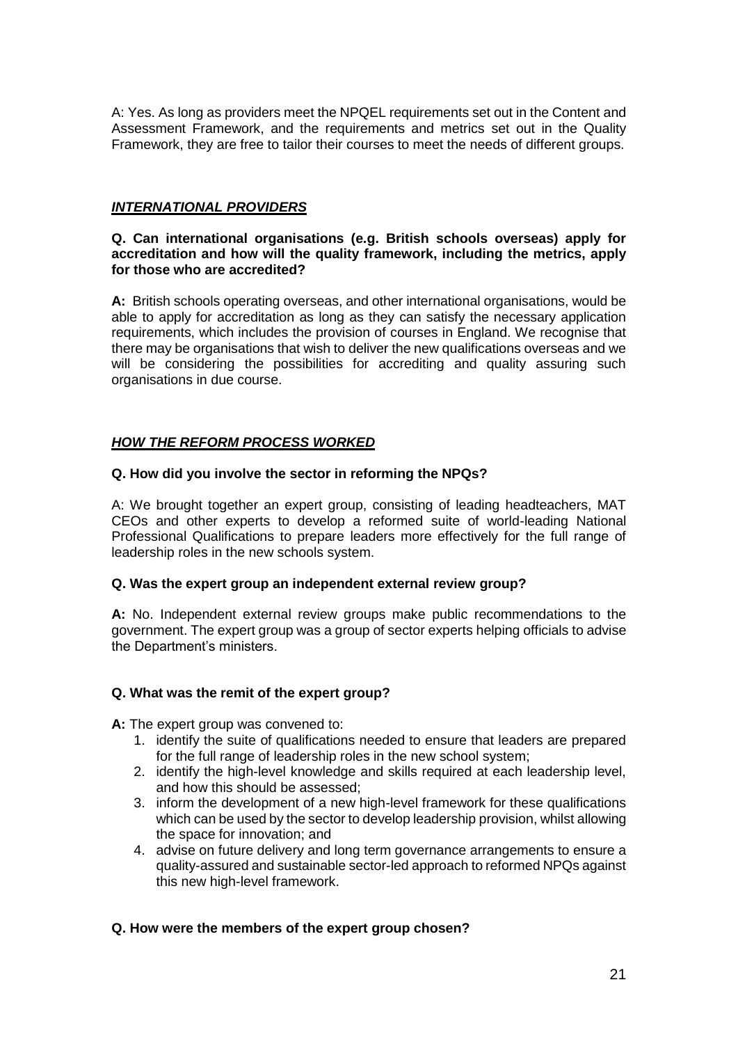A: Yes. As long as providers meet the NPQEL requirements set out in the Content and Assessment Framework, and the requirements and metrics set out in the Quality Framework, they are free to tailor their courses to meet the needs of different groups.

## ***INTERNATIONAL PROVIDERS***

**Q. Can international organisations (e.g. British schools overseas) apply for accreditation and how will the quality framework, including the metrics, apply for those who are accredited?**

**A:** British schools operating overseas, and other international organisations, would be able to apply for accreditation as long as they can satisfy the necessary application requirements, which includes the provision of courses in England. We recognise that there may be organisations that wish to deliver the new qualifications overseas and we will be considering the possibilities for accrediting and quality assuring such organisations in due course.

## ***HOW THE REFORM PROCESS WORKED***

**Q. How did you involve the sector in reforming the NPQs?**

A: We brought together an expert group, consisting of leading headteachers, MAT CEOs and other experts to develop a reformed suite of world-leading National Professional Qualifications to prepare leaders more effectively for the full range of leadership roles in the new schools system.

**Q. Was the expert group an independent external review group?**

**A:** No. Independent external review groups make public recommendations to the government. The expert group was a group of sector experts helping officials to advise the Department's ministers.

**Q. What was the remit of the expert group?**

**A:** The expert group was convened to:

1. identify the suite of qualifications needed to ensure that leaders are prepared for the full range of leadership roles in the new school system;
2. identify the high-level knowledge and skills required at each leadership level, and how this should be assessed;
3. inform the development of a new high-level framework for these qualifications which can be used by the sector to develop leadership provision, whilst allowing the space for innovation; and
4. advise on future delivery and long term governance arrangements to ensure a quality-assured and sustainable sector-led approach to reformed NPQs against this new high-level framework.

**Q. How were the members of the expert group chosen?**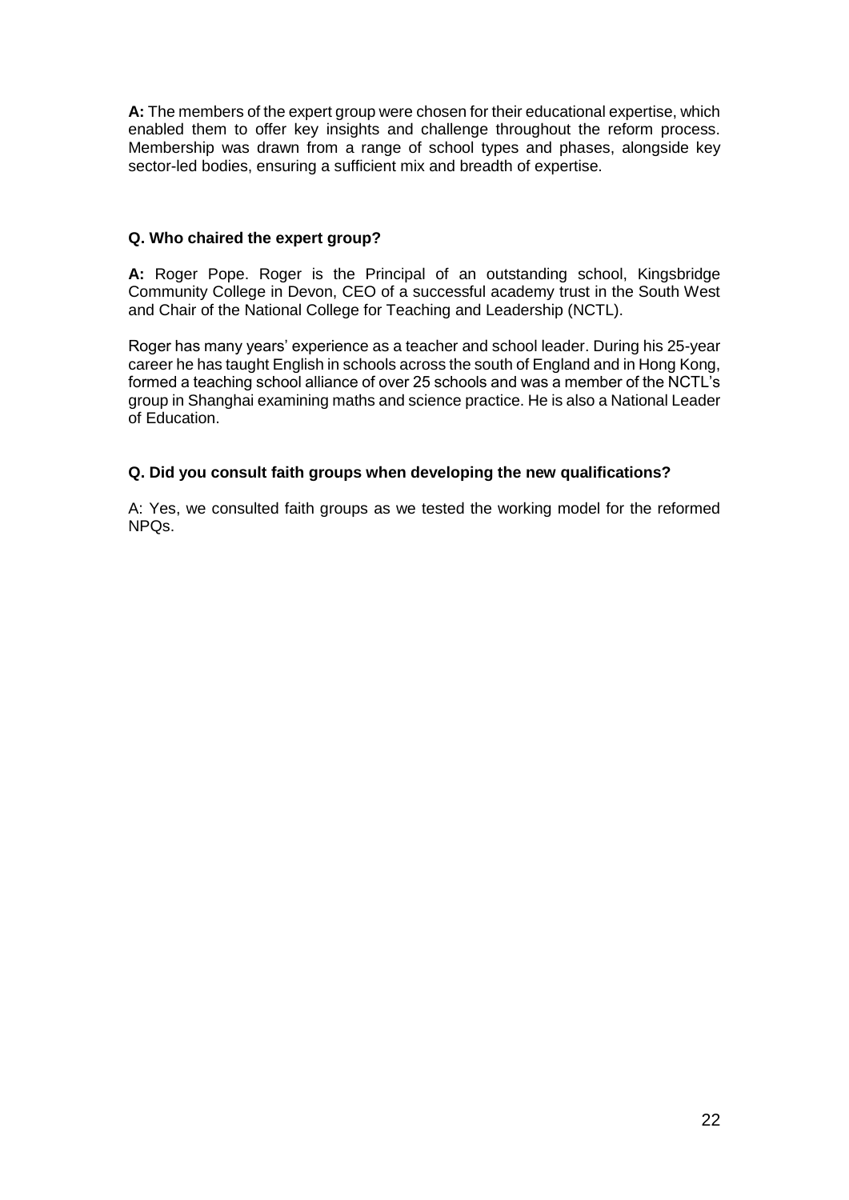**A:** The members of the expert group were chosen for their educational expertise, which enabled them to offer key insights and challenge throughout the reform process. Membership was drawn from a range of school types and phases, alongside key sector-led bodies, ensuring a sufficient mix and breadth of expertise.

**Q. Who chaired the expert group?**

**A:** Roger Pope. Roger is the Principal of an outstanding school, Kingsbridge Community College in Devon, CEO of a successful academy trust in the South West and Chair of the National College for Teaching and Leadership (NCTL).

Roger has many years' experience as a teacher and school leader. During his 25-year career he has taught English in schools across the south of England and in Hong Kong, formed a teaching school alliance of over 25 schools and was a member of the NCTL's group in Shanghai examining maths and science practice. He is also a National Leader of Education.

**Q. Did you consult faith groups when developing the new qualifications?**

A: Yes, we consulted faith groups as we tested the working model for the reformed NPQs.